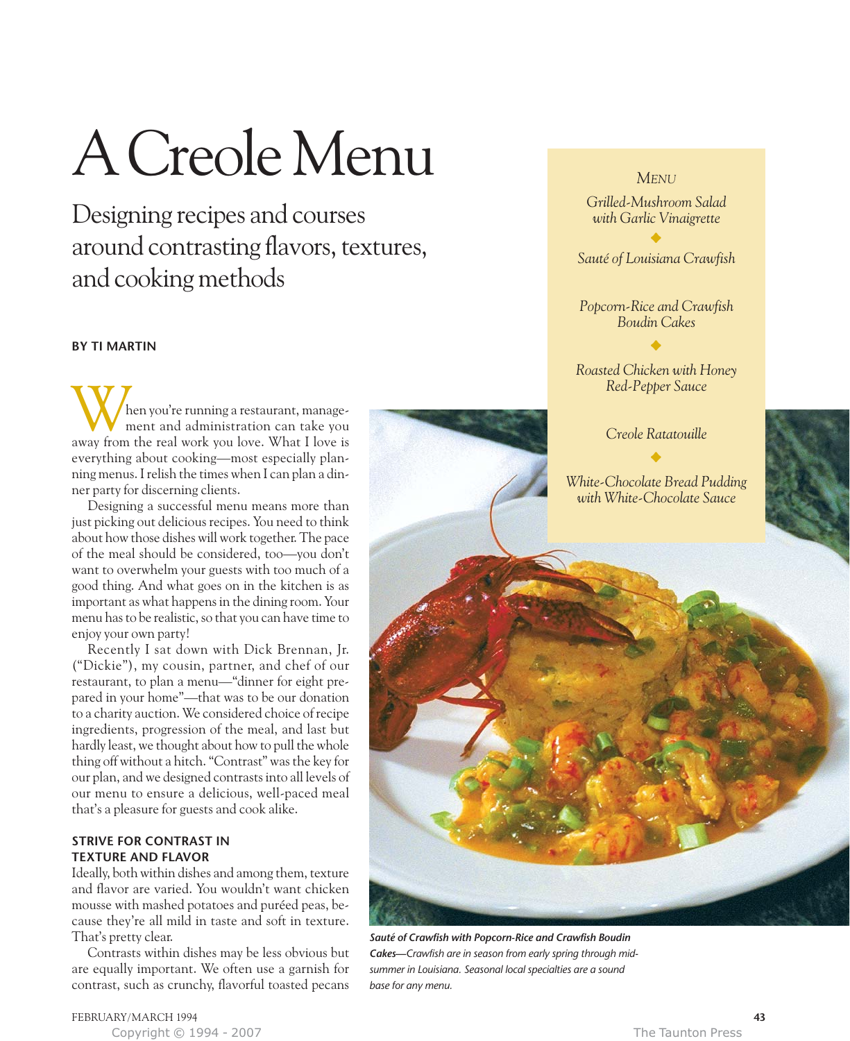# A Creole Menu

## Designing recipes and courses around contrasting flavors, textures, and cooking methods

**BY TI MARTIN**

*Menu*

*Grilled-Mushroom Salad with Garlic Vinaigrette*

◆

*Sauté of Louisiana Crawfish*

*Popcorn-Rice and Crawfish Boudin Cakes*

◆

*Roasted Chicken with Honey Red-Pepper Sauce*

*Creole Ratatouille*

◆

*White-Chocolate Bread Pudding with White-Chocolate Sauce*

When you're running a restaurant, management and administration can take you away from the real work you love. What I love is everything about cooking—most especially planning menus. I relish the times when I can plan a dinner party for discerning clients.

Designing a successful menu means more than just picking out delicious recipes. You need to think about how those dishes will work together. The pace of the meal should be considered, too—you don't want to overwhelm your guests with too much of a good thing. And what goes on in the kitchen is as important as what happens in the dining room. Your menu has to be realistic, so that you can have time to enjoy your own party!

Recently I sat down with Dick Brennan, Jr. ("Dickie"), my cousin, partner, and chef of our restaurant, to plan a menu—"dinner for eight prepared in your home"—that was to be our donation to a charity auction. We considered choice of recipe ingredients, progression of the meal, and last but hardly least, we thought about how to pull the whole thing off without a hitch. "Contrast" was the key for our plan, and we designed contrasts into all levels of our menu to ensure a delicious, well-paced meal that's a pleasure for guests and cook alike.

### STRIVE FOR CONTRAST IN TEXTURE AND FLAVOR

Ideally, both within dishes and among them, texture and flavor are varied. You wouldn't want chicken mousse with mashed potatoes and puréed peas, because they're all mild in taste and soft in texture. That's pretty clear.

Contrasts within dishes may be less obvious but are equally important. We often use a garnish for contrast, such as crunchy, flavorful toasted pecans

***Sauté of Crawfish with Popcorn-Rice and Crawfish Boudin Cakes****—Crawfish are in season from early spring through mid-summer in Louisiana. Seasonal local specialties are a sound base for any menu.*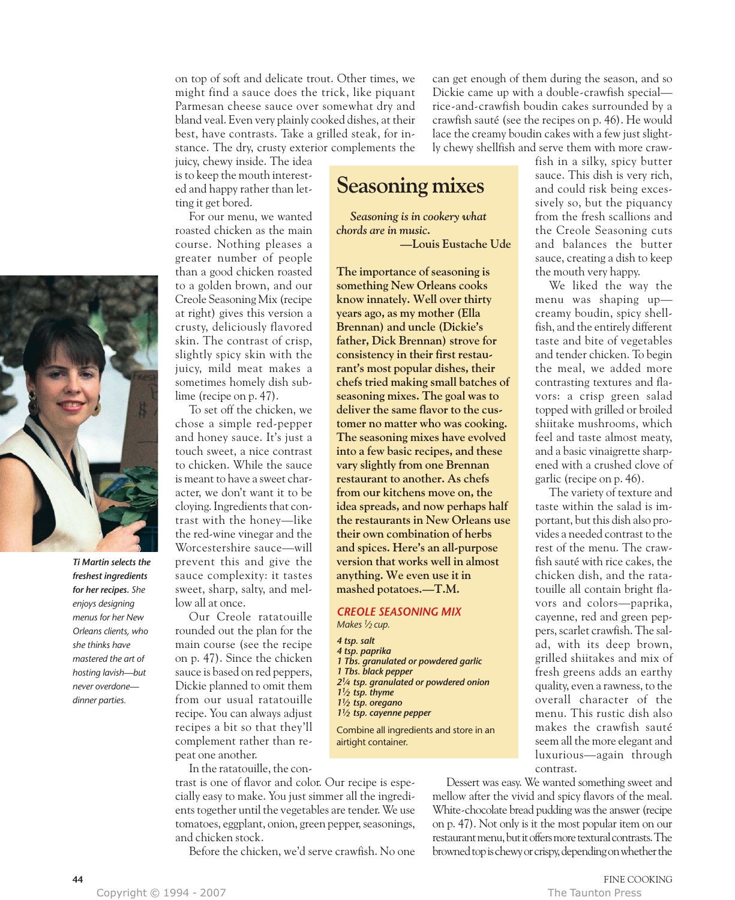on top of soft and delicate trout. Other times, we might find a sauce does the trick, like piquant Parmesan cheese sauce over somewhat dry and bland veal. Even very plainly cooked dishes, at their best, have contrasts. Take a grilled steak, for instance. The dry, crusty exterior complements the juicy, chewy inside. The idea is to keep the mouth interested and happy rather than letting it get bored.

For our menu, we wanted roasted chicken as the main course. Nothing pleases a greater number of people than a good chicken roasted to a golden brown, and our Creole Seasoning Mix (recipe at right) gives this version a crusty, deliciously flavored skin. The contrast of crisp, slightly spicy skin with the juicy, mild meat makes a sometimes homely dish sublime (recipe on p. 47).

To set off the chicken, we chose a simple red-pepper and honey sauce. It's just a touch sweet, a nice contrast to chicken. While the sauce is meant to have a sweet character, we don't want it to be cloying. Ingredients that contrast with the honey—like the red-wine vinegar and the Worcestershire sauce—will prevent this and give the sauce complexity: it tastes sweet, sharp, salty, and mellow all at once.

Our Creole ratatouille rounded out the plan for the main course (see the recipe on p. 47). Since the chicken sauce is based on red peppers, Dickie planned to omit them from our usual ratatouille recipe. You can always adjust recipes a bit so that they'll complement rather than repeat one another.

In the ratatouille, the contrast is one of flavor and color. Our recipe is especially easy to make. You just simmer all the ingredients together until the vegetables are tender. We use tomatoes, eggplant, onion, green pepper, seasonings, and chicken stock.

Before the chicken, we'd serve crawfish. No one can get enough of them during the season, and so Dickie came up with a double-crawfish special—rice-and-crawfish boudin cakes surrounded by a crawfish sauté (see the recipes on p. 46). He would lace the creamy boudin cakes with a few just slightly chewy shellfish and serve them with more crawfish in a silky, spicy butter sauce. This dish is very rich, and could risk being excessively so, but the piquancy from the fresh scallions and the Creole Seasoning cuts and balances the butter sauce, creating a dish to keep the mouth very happy.

We liked the way the menu was shaping up—creamy boudin, spicy shellfish, and the entirely different taste and bite of vegetables and tender chicken. To begin the meal, we added more contrasting textures and flavors: a crisp green salad topped with grilled or broiled shiitake mushrooms, which feel and taste almost meaty, and a basic vinaigrette sharpened with a crushed clove of garlic (recipe on p. 46).

The variety of texture and taste within the salad is important, but this dish also provides a needed contrast to the rest of the menu. The crawfish sauté with rice cakes, the chicken dish, and the ratatouille all contain bright flavors and colors—paprika, cayenne, red and green peppers, scarlet crawfish. The salad, with its deep brown, grilled shiitakes and mix of fresh greens adds an earthy quality, even a rawness, to the overall character of the menu. This rustic dish also makes the crawfish sauté seem all the more elegant and luxurious—again through contrast.

Dessert was easy. We wanted something sweet and mellow after the vivid and spicy flavors of the meal. White-chocolate bread pudding was the answer (recipe on p. 47). Not only is it the most popular item on our restaurant menu, but it offers more textural contrasts. The browned top is chewy or crispy, depending on whether the

*Ti Martin selects the **freshest ingredients** for her recipes. She enjoys designing menus for her New Orleans clients, who she thinks have mastered the art of hosting lavish—but never overdone—dinner parties.*

## Seasoning mixes

*Seasoning is in cookery what chords are in music.*
—Louis Eustache Ude

**The importance of seasoning is something New Orleans cooks know innately. Well over thirty years ago, as my mother (Ella Brennan) and uncle (Dickie's father, Dick Brennan) strove for consistency in their first restaurant's most popular dishes, their chefs tried making small batches of seasoning mixes. The goal was to deliver the same flavor to the customer no matter who was cooking. The seasoning mixes have evolved into a few basic recipes, and these vary slightly from one Brennan restaurant to another. As chefs from our kitchens move on, the idea spreads, and now perhaps half the restaurants in New Orleans use their own combination of herbs and spices. Here's an all-purpose version that works well in almost anything. We even use it in mashed potatoes.—T.M.**

### CREOLE SEASONING MIX

*Makes ½ cup.*

- *4 tsp. salt*
- *4 tsp. paprika*
- *1 Tbs. granulated or powdered garlic*
- *1 Tbs. black pepper*
- *2¼ tsp. granulated or powdered onion*
- *1½ tsp. thyme*
- *1½ tsp. oregano*
- *1½ tsp. cayenne pepper*

Combine all ingredients and store in an airtight container.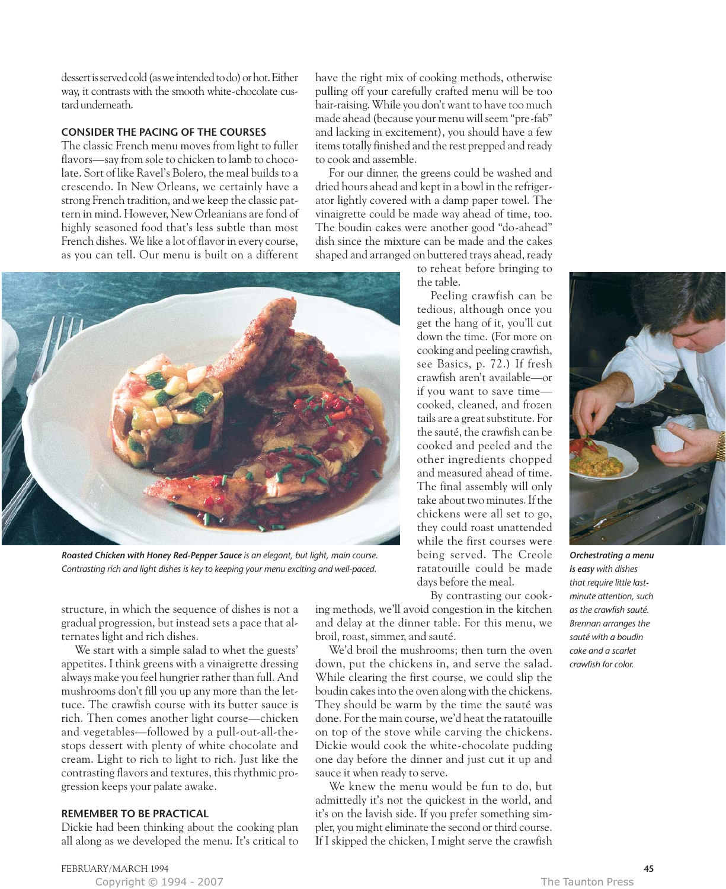dessert is served cold (as we intended to do) or hot. Either way, it contrasts with the smooth white-chocolate custard underneath.

### CONSIDER THE PACING OF THE COURSES

The classic French menu moves from light to fuller flavors—say from sole to chicken to lamb to chocolate. Sort of like Ravel's Bolero, the meal builds to a crescendo. In New Orleans, we certainly have a strong French tradition, and we keep the classic pattern in mind. However, New Orleanians are fond of highly seasoned food that's less subtle than most French dishes. We like a lot of flavor in every course, as you can tell. Our menu is built on a different structure, in which the sequence of dishes is not a gradual progression, but instead sets a pace that alternates light and rich dishes.

We start with a simple salad to whet the guests' appetites. I think greens with a vinaigrette dressing always make you feel hungrier rather than full. And mushrooms don't fill you up any more than the lettuce. The crawfish course with its butter sauce is rich. Then comes another light course—chicken and vegetables—followed by a pull-out-all-the-stops dessert with plenty of white chocolate and cream. Light to rich to light to rich. Just like the contrasting flavors and textures, this rhythmic progression keeps your palate awake.

*Roasted Chicken with Honey Red-Pepper Sauce is an elegant, but light, main course. Contrasting rich and light dishes is key to keeping your menu exciting and well-paced.*

### REMEMBER TO BE PRACTICAL

Dickie had been thinking about the cooking plan all along as we developed the menu. It's critical to have the right mix of cooking methods, otherwise pulling off your carefully crafted menu will be too hair-raising. While you don't want to have too much made ahead (because your menu will seem "pre-fab" and lacking in excitement), you should have a few items totally finished and the rest prepped and ready to cook and assemble.

For our dinner, the greens could be washed and dried hours ahead and kept in a bowl in the refrigerator lightly covered with a damp paper towel. The vinaigrette could be made way ahead of time, too. The boudin cakes were another good "do-ahead" dish since the mixture can be made and the cakes shaped and arranged on buttered trays ahead, ready to reheat before bringing to the table.

Peeling crawfish can be tedious, although once you get the hang of it, you'll cut down the time. (For more on cooking and peeling crawfish, see Basics, p. 72.) If fresh crawfish aren't available—or if you want to save time—cooked, cleaned, and frozen tails are a great substitute. For the sauté, the crawfish can be cooked and peeled and the other ingredients chopped and measured ahead of time. The final assembly will only take about two minutes. If the chickens were all set to go, they could roast unattended while the first courses were being served. The Creole ratatouille could be made days before the meal.

By contrasting our cooking methods, we'll avoid congestion in the kitchen and delay at the dinner table. For this menu, we broil, roast, simmer, and sauté.

We'd broil the mushrooms; then turn the oven down, put the chickens in, and serve the salad. While clearing the first course, we could slip the boudin cakes into the oven along with the chickens. They should be warm by the time the sauté was done. For the main course, we'd heat the ratatouille on top of the stove while carving the chickens. Dickie would cook the white-chocolate pudding one day before the dinner and just cut it up and sauce it when ready to serve.

We knew the menu would be fun to do, but admittedly it's not the quickest in the world, and it's on the lavish side. If you prefer something simpler, you might eliminate the second or third course. If I skipped the chicken, I might serve the crawfish

***Orchestrating a menu is easy** with dishes that require little last-minute attention, such as the crawfish sauté. Brennan arranges the sauté with a boudin cake and a scarlet crawfish for color.*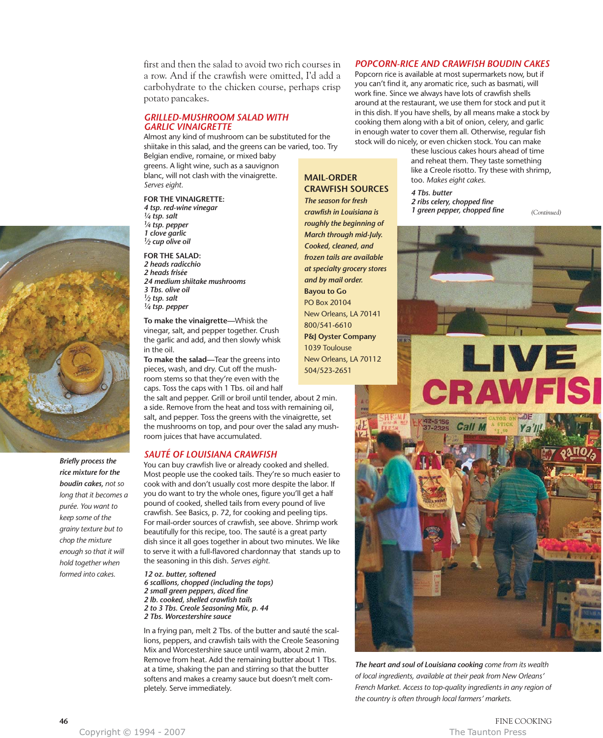first and then the salad to avoid two rich courses in a row. And if the crawfish were omitted, I'd add a carbohydrate to the chicken course, perhaps crisp potato pancakes.

## GRILLED-MUSHROOM SALAD WITH GARLIC VINAIGRETTE

Almost any kind of mushroom can be substituted for the shiitake in this salad, and the greens can be varied, too. Try Belgian endive, romaine, or mixed baby greens. A light wine, such as a sauvignon blanc, will not clash with the vinaigrette. *Serves eight.*

**FOR THE VINAIGRETTE:**
*4 tsp. red-wine vinegar*
*¼ tsp. salt*
*¼ tsp. pepper*
*1 clove garlic*
*½ cup olive oil*

**FOR THE SALAD:**
*2 heads radicchio*
*2 heads frisée*
*24 medium shiitake mushrooms*
*3 Tbs. olive oil*
*½ tsp. salt*
*¼ tsp. pepper*

**To make the vinaigrette**—Whisk the vinegar, salt, and pepper together. Crush the garlic and add, and then slowly whisk in the oil.

**To make the salad**—Tear the greens into pieces, wash, and dry. Cut off the mushroom stems so that they're even with the caps. Toss the caps with 1 Tbs. oil and half the salt and pepper. Grill or broil until tender, about 2 min. a side. Remove from the heat and toss with remaining oil, salt, and pepper. Toss the greens with the vinaigrette, set the mushrooms on top, and pour over the salad any mushroom juices that have accumulated.

## SAUTÉ OF LOUISIANA CRAWFISH

You can buy crawfish live or already cooked and shelled. Most people use the cooked tails. They're so much easier to cook with and don't usually cost more despite the labor. If you do want to try the whole ones, figure you'll get a half pound of cooked, shelled tails from every pound of live crawfish. See Basics, p. 72, for cooking and peeling tips. For mail-order sources of crawfish, see above. Shrimp work beautifully for this recipe, too. The sauté is a great party dish since it all goes together in about two minutes. We like to serve it with a full-flavored chardonnay that stands up to the seasoning in this dish. *Serves eight.*

*12 oz. butter, softened*
*6 scallions, chopped (including the tops)*
*2 small green peppers, diced fine*
*2 lb. cooked, shelled crawfish tails*
*2 to 3 Tbs. Creole Seasoning Mix, p. 44*
*2 Tbs. Worcestershire sauce*

In a frying pan, melt 2 Tbs. of the butter and sauté the scallions, peppers, and crawfish tails with the Creole Seasoning Mix and Worcestershire sauce until warm, about 2 min. Remove from heat. Add the remaining butter about 1 Tbs. at a time, shaking the pan and stirring so that the butter softens and makes a creamy sauce but doesn't melt completely. Serve immediately.

***Briefly process the rice mixture for the boudin cakes,*** *not so long that it becomes a purée. You want to keep some of the grainy texture but to chop the mixture enough so that it will hold together when formed into cakes.*

### MAIL-ORDER CRAWFISH SOURCES

***The season for fresh crawfish in Louisiana is roughly the beginning of March through mid-July. Cooked, cleaned, and frozen tails are available at specialty grocery stores and by mail order.***

**Bayou to Go**
PO Box 20104
New Orleans, LA 70141
800/541-6610

**P&J Oyster Company**
1039 Toulouse
New Orleans, LA 70112
504/523-2651

## POPCORN-RICE AND CRAWFISH BOUDIN CAKES

Popcorn rice is available at most supermarkets now, but if you can't find it, any aromatic rice, such as basmati, will work fine. Since we always have lots of crawfish shells around at the restaurant, we use them for stock and put it in this dish. If you have shells, by all means make a stock by cooking them along with a bit of onion, celery, and garlic in enough water to cover them all. Otherwise, regular fish stock will do nicely, or even chicken stock. You can make these luscious cakes hours ahead of time and reheat them. They taste something like a Creole risotto. Try these with shrimp, too. *Makes eight cakes.*

*4 Tbs. butter*
*2 ribs celery, chopped fine*
*1 green pepper, chopped fine*

*(Continued)*

***The heart and soul of Louisiana cooking*** *come from its wealth of local ingredients, available at their peak from New Orleans' French Market. Access to top-quality ingredients in any region of the country is often through local farmers' markets.*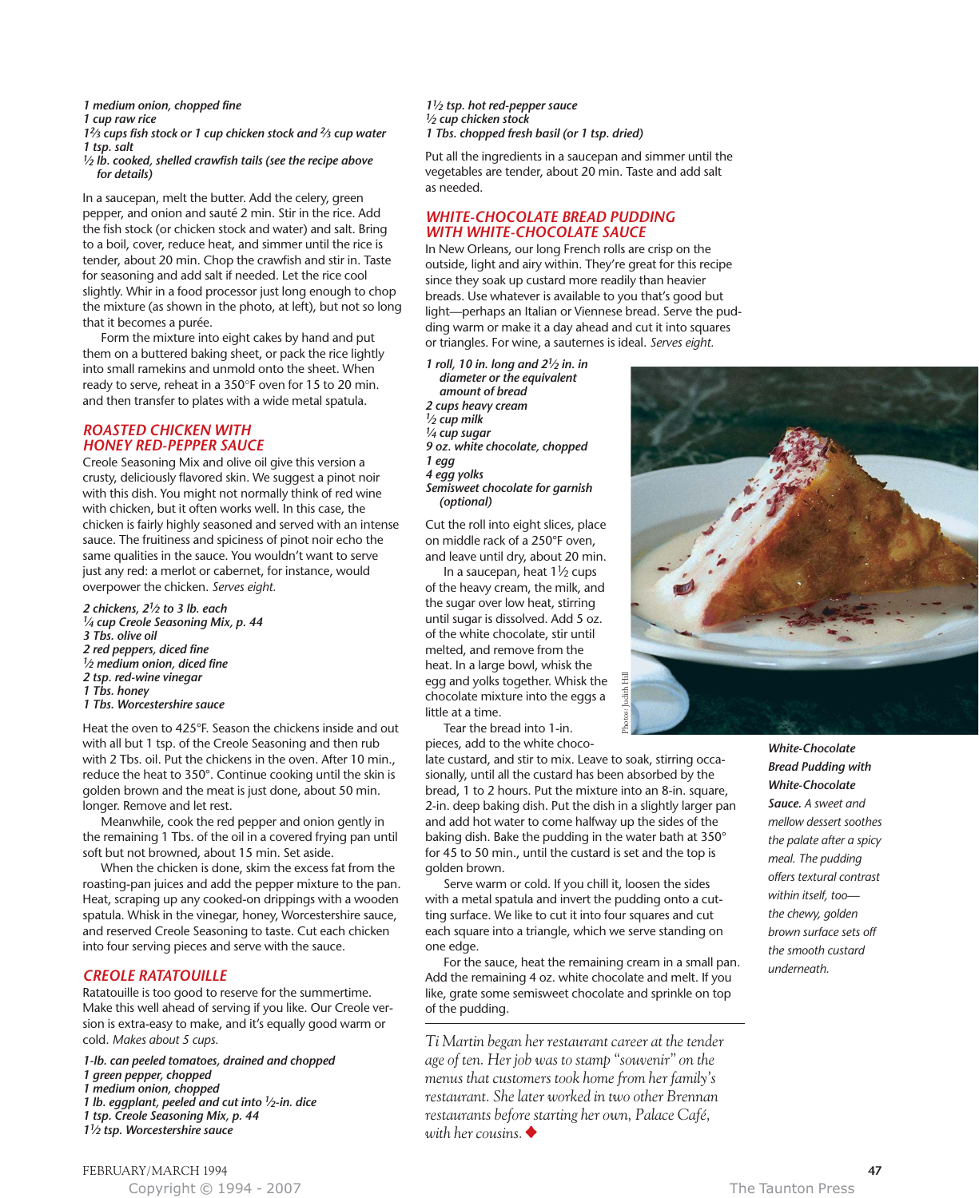*1 medium onion, chopped fine*
*1 cup raw rice*
*1⅔ cups fish stock or 1 cup chicken stock and ⅔ cup water*
*1 tsp. salt*
*½ lb. cooked, shelled crawfish tails (see the recipe above for details)*

In a saucepan, melt the butter. Add the celery, green pepper, and onion and sauté 2 min. Stir in the rice. Add the fish stock (or chicken stock and water) and salt. Bring to a boil, cover, reduce heat, and simmer until the rice is tender, about 20 min. Chop the crawfish and stir in. Taste for seasoning and add salt if needed. Let the rice cool slightly. Whir in a food processor just long enough to chop the mixture (as shown in the photo, at left), but not so long that it becomes a purée.

Form the mixture into eight cakes by hand and put them on a buttered baking sheet, or pack the rice lightly into small ramekins and unmold onto the sheet. When ready to serve, reheat in a 350°F oven for 15 to 20 min. and then transfer to plates with a wide metal spatula.

## ROASTED CHICKEN WITH HONEY RED-PEPPER SAUCE

Creole Seasoning Mix and olive oil give this version a crusty, deliciously flavored skin. We suggest a pinot noir with this dish. You might not normally think of red wine with chicken, but it often works well. In this case, the chicken is fairly highly seasoned and served with an intense sauce. The fruitiness and spiciness of pinot noir echo the same qualities in the sauce. You wouldn't want to serve just any red: a merlot or cabernet, for instance, would overpower the chicken. *Serves eight.*

*2 chickens, 2½ to 3 lb. each*
*¼ cup Creole Seasoning Mix, p. 44*
*3 Tbs. olive oil*
*2 red peppers, diced fine*
*½ medium onion, diced fine*
*2 tsp. red-wine vinegar*
*1 Tbs. honey*
*1 Tbs. Worcestershire sauce*

Heat the oven to 425°F. Season the chickens inside and out with all but 1 tsp. of the Creole Seasoning and then rub with 2 Tbs. oil. Put the chickens in the oven. After 10 min., reduce the heat to 350°. Continue cooking until the skin is golden brown and the meat is just done, about 50 min. longer. Remove and let rest.

Meanwhile, cook the red pepper and onion gently in the remaining 1 Tbs. of the oil in a covered frying pan until soft but not browned, about 15 min. Set aside.

When the chicken is done, skim the excess fat from the roasting-pan juices and add the pepper mixture to the pan. Heat, scraping up any cooked-on drippings with a wooden spatula. Whisk in the vinegar, honey, Worcestershire sauce, and reserved Creole Seasoning to taste. Cut each chicken into four serving pieces and serve with the sauce.

## CREOLE RATATOUILLE

Ratatouille is too good to reserve for the summertime. Make this well ahead of serving if you like. Our Creole version is extra-easy to make, and it's equally good warm or cold. *Makes about 5 cups.*

*1-lb. can peeled tomatoes, drained and chopped*
*1 green pepper, chopped*
*1 medium onion, chopped*
*1 lb. eggplant, peeled and cut into ½-in. dice*
*1 tsp. Creole Seasoning Mix, p. 44*
*1½ tsp. Worcestershire sauce*
*1½ tsp. hot red-pepper sauce*
*½ cup chicken stock*
*1 Tbs. chopped fresh basil (or 1 tsp. dried)*

Put all the ingredients in a saucepan and simmer until the vegetables are tender, about 20 min. Taste and add salt as needed.

## WHITE-CHOCOLATE BREAD PUDDING WITH WHITE-CHOCOLATE SAUCE

In New Orleans, our long French rolls are crisp on the outside, light and airy within. They're great for this recipe since they soak up custard more readily than heavier breads. Use whatever is available to you that's good but light—perhaps an Italian or Viennese bread. Serve the pudding warm or make it a day ahead and cut it into squares or triangles. For wine, a sauternes is ideal. *Serves eight.*

*1 roll, 10 in. long and 2½ in. in diameter or the equivalent amount of bread*
*2 cups heavy cream*
*½ cup milk*
*¼ cup sugar*
*9 oz. white chocolate, chopped*
*1 egg*
*4 egg yolks*
*Semisweet chocolate for garnish (optional)*

Cut the roll into eight slices, place on middle rack of a 250°F oven, and leave until dry, about 20 min.

In a saucepan, heat 1½ cups of the heavy cream, the milk, and the sugar over low heat, stirring until sugar is dissolved. Add 5 oz. of the white chocolate, stir until melted, and remove from the heat. In a large bowl, whisk the egg and yolks together. Whisk the chocolate mixture into the eggs a little at a time.

Tear the bread into 1-in. pieces, add to the white chocolate custard, and stir to mix. Leave to soak, stirring occasionally, until all the custard has been absorbed by the bread, 1 to 2 hours. Put the mixture into an 8-in. square, 2-in. deep baking dish. Put the dish in a slightly larger pan and add hot water to come halfway up the sides of the baking dish. Bake the pudding in the water bath at 350° for 45 to 50 min., until the custard is set and the top is golden brown.

Serve warm or cold. If you chill it, loosen the sides with a metal spatula and invert the pudding onto a cutting surface. We like to cut it into four squares and cut each square into a triangle, which we serve standing on one edge.

For the sauce, heat the remaining cream in a small pan. Add the remaining 4 oz. white chocolate and melt. If you like, grate some semisweet chocolate and sprinkle on top of the pudding.

Photos: Judith Hill

***White-Chocolate Bread Pudding with White-Chocolate Sauce.*** *A sweet and mellow dessert soothes the palate after a spicy meal. The pudding offers textural contrast within itself, too—the chewy, golden brown surface sets off the smooth custard underneath.*

---

*Ti Martin began her restaurant career at the tender age of ten. Her job was to stamp "souvenir" on the menus that customers took home from her family's restaurant. She later worked in two other Brennan restaurants before starting her own, Palace Café, with her cousins.* ◆